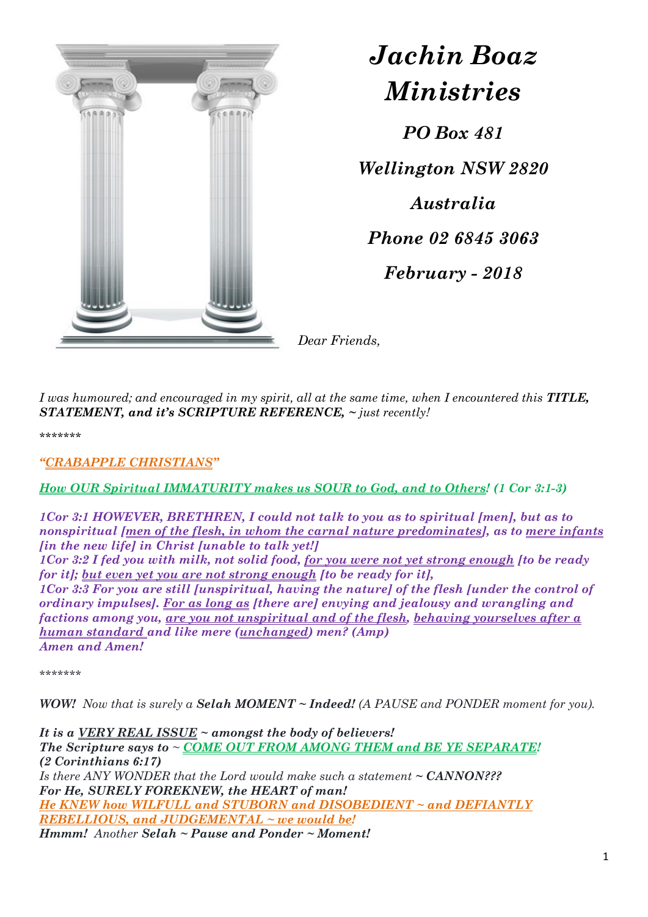# *Jachin Boaz Ministries*

***PO Box 481***

***Wellington NSW 2820***

***Australia***

***Phone 02 6845 3063***

***February - 2018***

*Dear Friends,*

*I was humoured; and encouraged in my spirit, all at the same time, when I encountered this **TITLE, STATEMENT, and it's SCRIPTURE REFERENCE,** ~ just recently!*

*******

*"CRABAPPLE CHRISTIANS"*

*How OUR Spiritual IMMATURITY makes us SOUR to God, and to Others! (1 Cor 3:1-3)*

***1Cor 3:1 HOWEVER, BRETHREN, I could not talk to you as to spiritual [men], but as to nonspiritual [men of the flesh, in whom the carnal nature predominates], as to mere infants [in the new life] in Christ [unable to talk yet!]***
***1Cor 3:2 I fed you with milk, not solid food, for you were not yet strong enough [to be ready for it]; but even yet you are not strong enough [to be ready for it],***
***1Cor 3:3 For you are still [unspiritual, having the nature] of the flesh [under the control of ordinary impulses]. For as long as [there are] envying and jealousy and wrangling and factions among you, are you not unspiritual and of the flesh, behaving yourselves after a human standard and like mere (unchanged) men? (Amp)***
***Amen and Amen!***

*******

***WOW!** Now that is surely a **Selah MOMENT ~ Indeed!** (A PAUSE and PONDER moment for you).*

***It is a VERY REAL ISSUE ~ amongst the body of believers!***
***The Scripture says to ~ COME OUT FROM AMONG THEM and BE YE SEPARATE!***
***(2 Corinthians 6:17)***
*Is there ANY WONDER that the Lord would make such a statement ~ **CANNON???***
***For He, SURELY FOREKNEW, the HEART of man!***
***He KNEW how WILFULL and STUBORN and DISOBEDIENT ~ and DEFIANTLY REBELLIOUS, and JUDGEMENTAL ~ we would be!***
***Hmmm!** Another **Selah ~ Pause and Ponder ~ Moment!***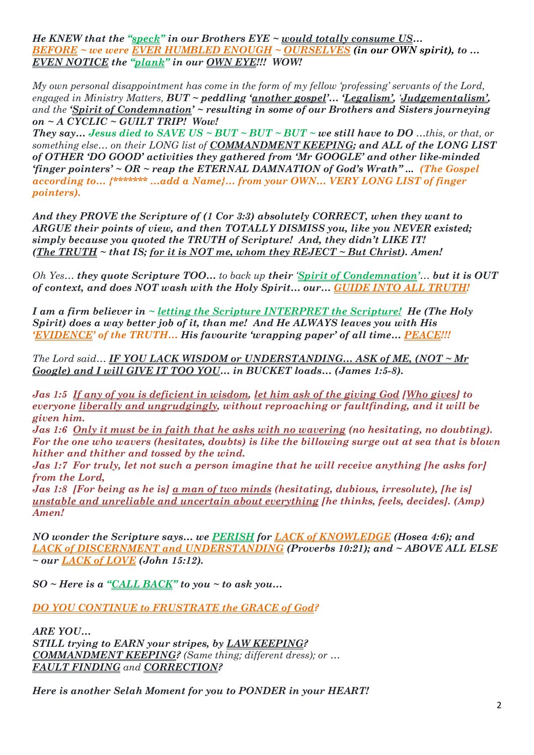***He KNEW that the "speck" in our Brothers EYE ~ would totally consume US… BEFORE ~ we were EVER HUMBLED ENOUGH ~ OURSELVES (in our OWN spirit), to … EVEN NOTICE the "plank" in our OWN EYE!!! WOW!***

*My own personal disappointment has come in the form of my fellow 'professing' servants of the Lord, engaged in Ministry Matters, **BUT ~ peddling 'another gospel'… 'Legalism', 'Judgementalism',** and the **'Spirit of Condemnation' ~ resulting in some of our Brothers and Sisters journeying on ~ A CYCLIC ~ GUILT TRIP! Wow!***

***They say… Jesus died to SAVE US ~ BUT ~ BUT ~ BUT ~ we still have to DO** …this, or that, or something else… on their LONG list of **COMMANDMENT KEEPING; and ALL of the LONG LIST of OTHER 'DO GOOD' activities they gathered from 'Mr GOOGLE' and other like-minded 'finger pointers' ~ OR ~ reap the ETERNAL DAMNATION of God's Wrath" … (The Gospel according to… {******* …add a Name}… from your OWN… VERY LONG LIST of finger pointers).***

***And they PROVE the Scripture of (1 Cor 3:3) absolutely CORRECT, when they want to ARGUE their points of view, and then TOTALLY DISMISS you, like you NEVER existed; simply because you quoted the TRUTH of Scripture! And, they didn't LIKE IT! (The TRUTH ~ that IS; for it is NOT me, whom they REJECT ~ But Christ). Amen!***

*Oh Yes… **they quote Scripture TOO…** to back up **their 'Spirit of Condemnation'… but it is OUT of context, and does NOT wash with the Holy Spirit… our… GUIDE INTO ALL TRUTH!***

***I am a firm believer in ~ letting the Scripture INTERPRET the Scripture! He (The Holy Spirit) does a way better job of it, than me! And He ALWAYS leaves you with His 'EVIDENCE' of the TRUTH… His favourite 'wrapping paper' of all time… PEACE!!!***

*The Lord said… **IF YOU LACK WISDOM or UNDERSTANDING… ASK of ME, (NOT ~ Mr Google) and I will GIVE IT TOO YOU… in BUCKET loads… (James 1:5-8).***

***Jas 1:5 If any of you is deficient in wisdom, let him ask of the giving God [Who gives] to everyone liberally and ungrudgingly, without reproaching or faultfinding, and it will be given him.***
***Jas 1:6 Only it must be in faith that he asks with no wavering (no hesitating, no doubting). For the one who wavers (hesitates, doubts) is like the billowing surge out at sea that is blown hither and thither and tossed by the wind.***
***Jas 1:7 For truly, let not such a person imagine that he will receive anything [he asks for] from the Lord,***
***Jas 1:8 [For being as he is] a man of two minds (hesitating, dubious, irresolute), [he is] unstable and unreliable and uncertain about everything [he thinks, feels, decides]. (Amp) Amen!***

***NO wonder the Scripture says… we PERISH for LACK of KNOWLEDGE (Hosea 4:6); and LACK of DISCERNMENT and UNDERSTANDING (Proverbs 10:21); and ~ ABOVE ALL ELSE ~ our LACK of LOVE (John 15:12).***

***SO ~ Here is a "CALL BACK" to you ~ to ask you…***

***DO YOU CONTINUE to FRUSTRATE the GRACE of God?***

***ARE YOU…***
***STILL trying to EARN your stripes, by LAW KEEPING?***
***COMMANDMENT KEEPING?** (Same thing; different dress); or …*
***FAULT FINDING** and **CORRECTION?***

***Here is another Selah Moment for you to PONDER in your HEART!***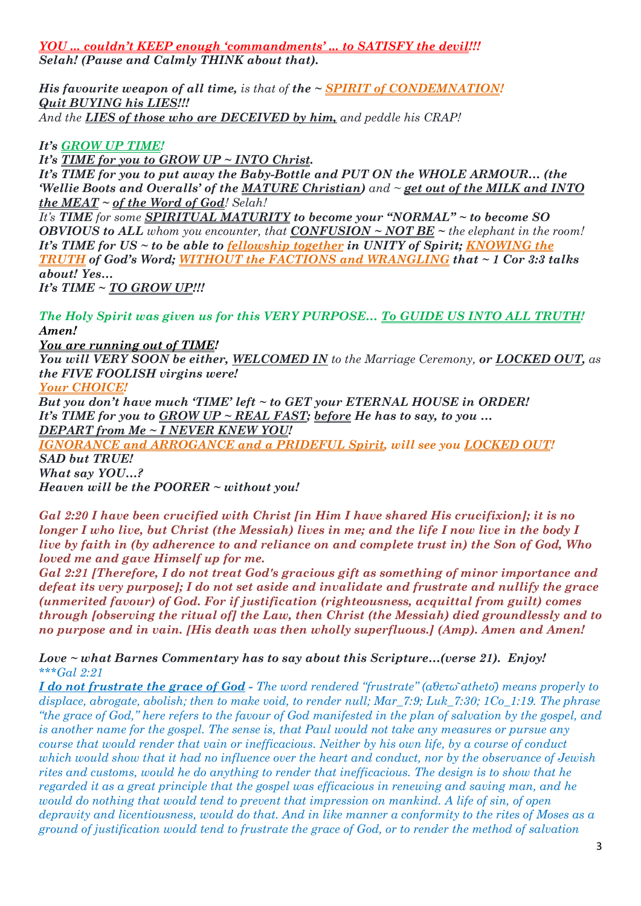***YOU … couldn't KEEP enough 'commandments' … to SATISFY the devil!!!***
***Selah! (Pause and Calmly THINK about that).***

***His favourite weapon of all time,*** *is that of* ***the ~ SPIRIT of CONDEMNATION!***
***Quit BUYING his LIES!!!***
*And the* ***LIES of those who are DECEIVED by him,*** *and peddle his CRAP!*

***It's GROW UP TIME!***
***It's TIME for you to GROW UP ~ INTO Christ.***
***It's TIME for you to put away the Baby-Bottle and PUT ON the WHOLE ARMOUR… (the 'Wellie Boots and Overalls' of the MATURE Christian)*** *and ~* ***get out of the MILK and INTO the MEAT ~ of the Word of God****! Selah!*
*It's* ***TIME*** *for some* ***SPIRITUAL MATURITY to become your "NORMAL" ~ to become SO OBVIOUS to ALL*** *whom you encounter, that* ***CONFUSION ~ NOT BE ~*** *the elephant in the room!*
***It's TIME for US ~ to be able to fellowship together in UNITY of Spirit; KNOWING the TRUTH of God's Word; WITHOUT the FACTIONS and WRANGLING that ~ 1 Cor 3:3 talks about! Yes…***
***It's TIME ~ TO GROW UP!!!***

***The Holy Spirit was given us for this VERY PURPOSE… To GUIDE US INTO ALL TRUTH!***
***Amen!***
***You are running out of TIME!***
***You will VERY SOON be either, WELCOMED IN*** *to the Marriage Ceremony,* ***or LOCKED OUT,*** *as* ***the FIVE FOOLISH virgins were!***
***Your CHOICE!***
***But you don't have much 'TIME' left ~ to GET your ETERNAL HOUSE in ORDER!***
***It's TIME for you to GROW UP ~ REAL FAST; before He has to say, to you …***
***DEPART from Me ~ I NEVER KNEW YOU!***
***IGNORANCE and ARROGANCE and a PRIDEFUL Spirit, will see you LOCKED OUT!***
***SAD but TRUE!***
***What say YOU…?***
***Heaven will be the POORER ~ without you!***

***Gal 2:20 I have been crucified with Christ [in Him I have shared His crucifixion]; it is no longer I who live, but Christ (the Messiah) lives in me; and the life I now live in the body I live by faith in (by adherence to and reliance on and complete trust in) the Son of God, Who loved me and gave Himself up for me.***
***Gal 2:21 [Therefore, I do not treat God's gracious gift as something of minor importance and defeat its very purpose]; I do not set aside and invalidate and frustrate and nullify the grace (unmerited favour) of God. For if justification (righteousness, acquittal from guilt) comes through [observing the ritual of] the Law, then Christ (the Messiah) died groundlessly and to no purpose and in vain. [His death was then wholly superfluous.] (Amp). Amen and Amen!***

***Love ~ what Barnes Commentary has to say about this Scripture…(verse 21). Enjoy!***
*\*\*\*Gal 2:21*
***I do not frustrate the grace of God*** *- The word rendered "frustrate" (ἀθετῶ athetō) means properly to displace, abrogate, abolish; then to make void, to render null; Mar_7:9; Luk_7:30; 1Co_1:19. The phrase "the grace of God," here refers to the favour of God manifested in the plan of salvation by the gospel, and is another name for the gospel. The sense is, that Paul would not take any measures or pursue any course that would render that vain or inefficacious. Neither by his own life, by a course of conduct which would show that it had no influence over the heart and conduct, nor by the observance of Jewish rites and customs, would he do anything to render that inefficacious. The design is to show that he regarded it as a great principle that the gospel was efficacious in renewing and saving man, and he would do nothing that would tend to prevent that impression on mankind. A life of sin, of open depravity and licentiousness, would do that. And in like manner a conformity to the rites of Moses as a ground of justification would tend to frustrate the grace of God, or to render the method of salvation*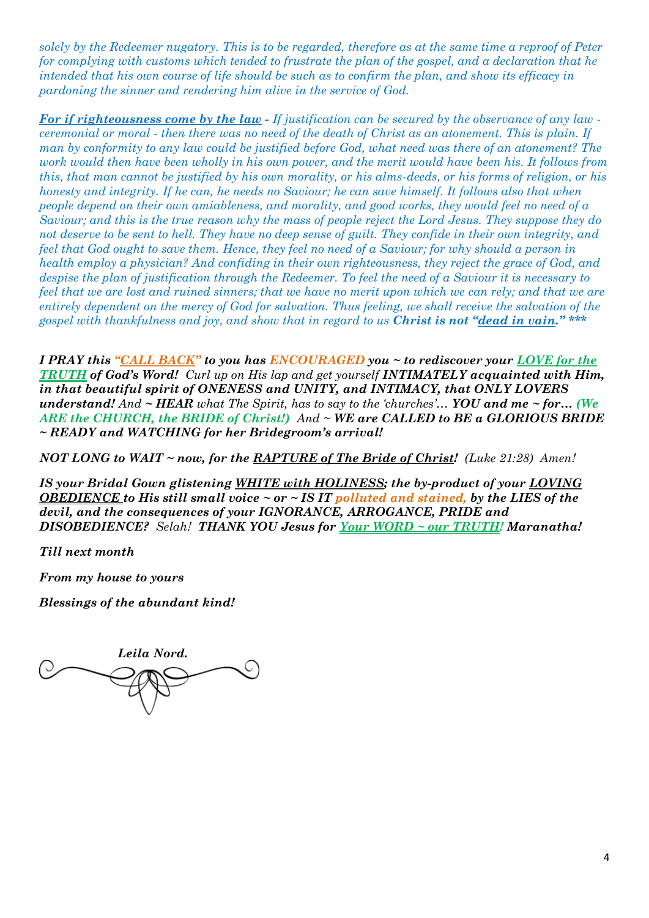*solely by the Redeemer nugatory. This is to be regarded, therefore as at the same time a reproof of Peter for complying with customs which tended to frustrate the plan of the gospel, and a declaration that he intended that his own course of life should be such as to confirm the plan, and show its efficacy in pardoning the sinner and rendering him alive in the service of God.*

***For if righteousness come by the law*** *- If justification can be secured by the observance of any law - ceremonial or moral - then there was no need of the death of Christ as an atonement. This is plain. If man by conformity to any law could be justified before God, what need was there of an atonement? The work would then have been wholly in his own power, and the merit would have been his. It follows from this, that man cannot be justified by his own morality, or his alms-deeds, or his forms of religion, or his honesty and integrity. If he can, he needs no Saviour; he can save himself. It follows also that when people depend on their own amiableness, and morality, and good works, they would feel no need of a Saviour; and this is the true reason why the mass of people reject the Lord Jesus. They suppose they do not deserve to be sent to hell. They have no deep sense of guilt. They confide in their own integrity, and feel that God ought to save them. Hence, they feel no need of a Saviour; for why should a person in health employ a physician? And confiding in their own righteousness, they reject the grace of God, and despise the plan of justification through the Redeemer. To feel the need of a Saviour it is necessary to feel that we are lost and ruined sinners; that we have no merit upon which we can rely; and that we are entirely dependent on the mercy of God for salvation. Thus feeling, we shall receive the salvation of the gospel with thankfulness and joy, and show that in regard to us* ***Christ is not "dead in vain." \*\*\****

***I PRAY this "CALL BACK" to you has ENCOURAGED you ~ to rediscover your LOVE for the TRUTH of God's Word!*** *Curl up on His lap and get yourself* ***INTIMATELY acquainted with Him, in that beautiful spirit of ONENESS and UNITY, and INTIMACY, that ONLY LOVERS understand!*** *And ~* ***HEAR*** *what The Spirit, has to say to the 'churches'...* ***YOU and me ~ for... (We ARE the CHURCH, the BRIDE of Christ!)*** *And ~* ***WE are CALLED to BE a GLORIOUS BRIDE ~ READY and WATCHING for her Bridegroom's arrival!***

***NOT LONG to WAIT ~ now, for the RAPTURE of The Bride of Christ!*** *(Luke 21:28) Amen!*

***IS your Bridal Gown glistening WHITE with HOLINESS; the by-product of your LOVING OBEDIENCE to His still small voice ~ or ~ IS IT polluted and stained, by the LIES of the devil, and the consequences of your IGNORANCE, ARROGANCE, PRIDE and DISOBEDIENCE?*** *Selah!* ***THANK YOU Jesus for Your WORD ~ our TRUTH! Maranatha!***

***Till next month***

***From my house to yours***

***Blessings of the abundant kind!***

***Leila Nord.***